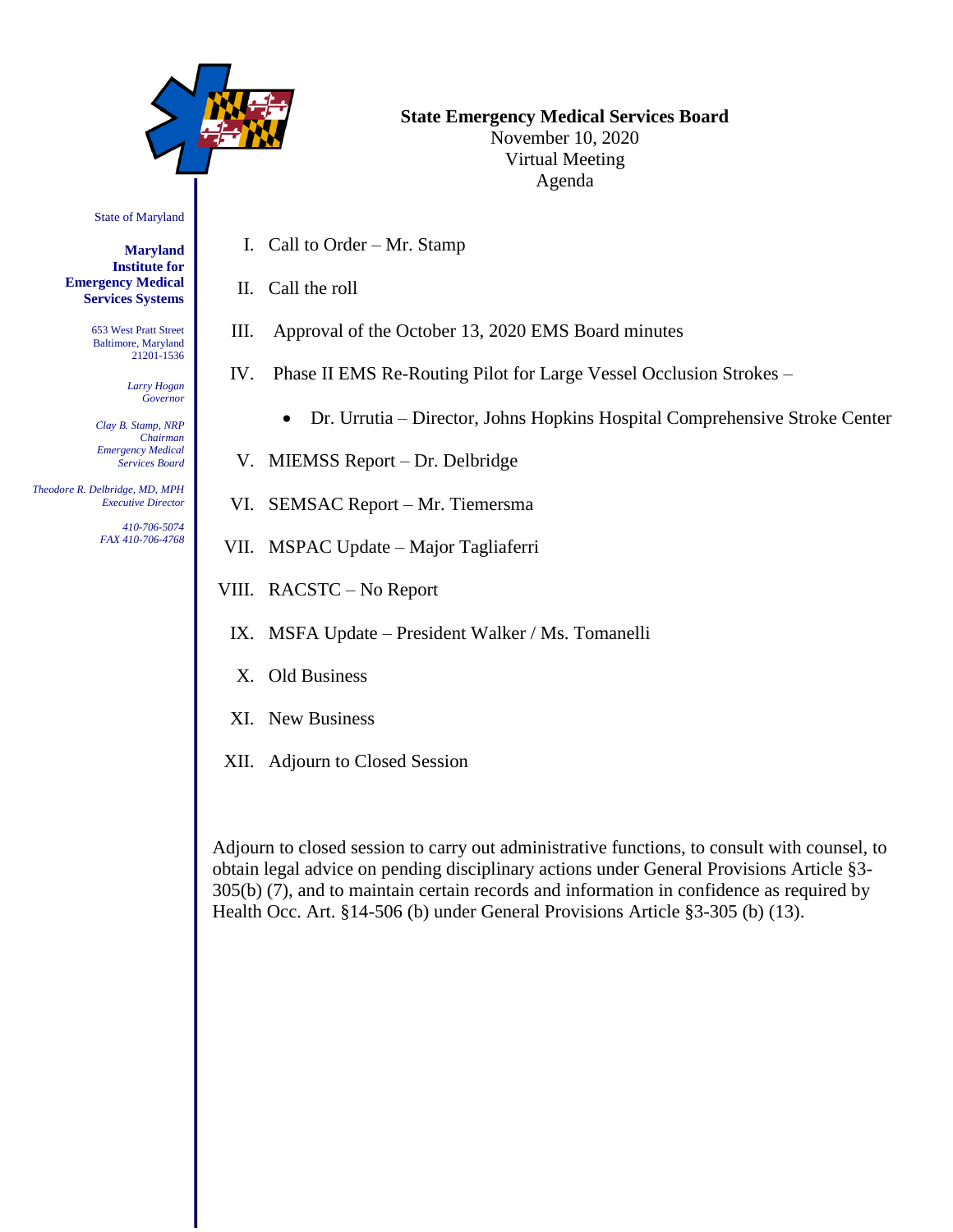State of Maryland

**Maryland Institute for Emergency Medical Services Systems**

653 West Pratt Street
Baltimore, Maryland
21201-1536

*Larry Hogan*
*Governor*

*Clay B. Stamp, NRP*
*Chairman*
*Emergency Medical Services Board*

*Theodore R. Delbridge, MD, MPH*
*Executive Director*

*410-706-5074*
*FAX 410-706-4768*

**State Emergency Medical Services Board**
November 10, 2020
Virtual Meeting
Agenda

I. Call to Order – Mr. Stamp

II. Call the roll

III. Approval of the October 13, 2020 EMS Board minutes

IV. Phase II EMS Re-Routing Pilot for Large Vessel Occlusion Strokes –

- Dr. Urrutia – Director, Johns Hopkins Hospital Comprehensive Stroke Center

V. MIEMSS Report – Dr. Delbridge

VI. SEMSAC Report – Mr. Tiemersma

VII. MSPAC Update – Major Tagliaferri

VIII. RACSTC – No Report

IX. MSFA Update – President Walker / Ms. Tomanelli

X. Old Business

XI. New Business

XII. Adjourn to Closed Session

Adjourn to closed session to carry out administrative functions, to consult with counsel, to obtain legal advice on pending disciplinary actions under General Provisions Article §3-305(b) (7), and to maintain certain records and information in confidence as required by Health Occ. Art. §14-506 (b) under General Provisions Article §3-305 (b) (13).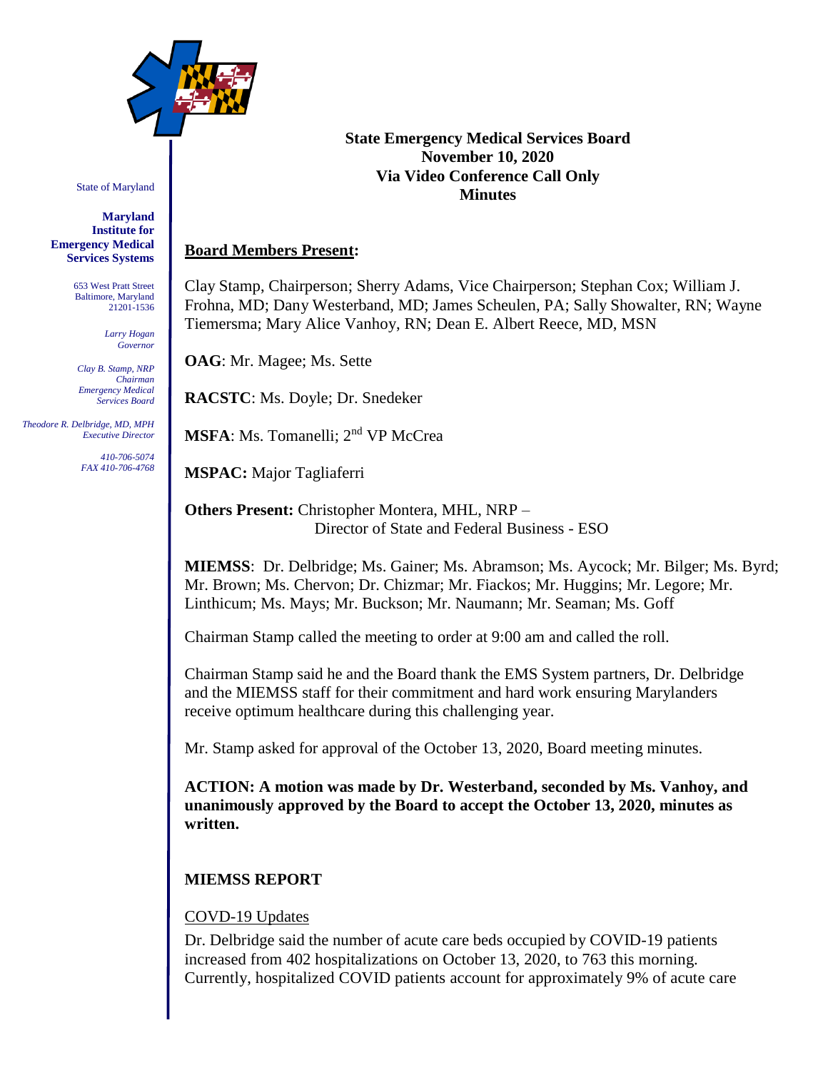State of Maryland

**Maryland Institute for Emergency Medical Services Systems**

653 West Pratt Street
Baltimore, Maryland
21201-1536

*Larry Hogan*
*Governor*

*Clay B. Stamp, NRP*
*Chairman*
*Emergency Medical Services Board*

*Theodore R. Delbridge, MD, MPH*
*Executive Director*

*410-706-5074*
*FAX 410-706-4768*

**State Emergency Medical Services Board**
**November 10, 2020**
**Via Video Conference Call Only**
**Minutes**

**<u>Board Members Present</u>:**

Clay Stamp, Chairperson; Sherry Adams, Vice Chairperson; Stephan Cox; William J. Frohna, MD; Dany Westerband, MD; James Scheulen, PA; Sally Showalter, RN; Wayne Tiemersma; Mary Alice Vanhoy, RN; Dean E. Albert Reece, MD, MSN

**OAG**: Mr. Magee; Ms. Sette

**RACSTC**: Ms. Doyle; Dr. Snedeker

**MSFA**: Ms. Tomanelli; 2nd VP McCrea

**MSPAC:** Major Tagliaferri

**Others Present:** Christopher Montera, MHL, NRP – Director of State and Federal Business - ESO

**MIEMSS**: Dr. Delbridge; Ms. Gainer; Ms. Abramson; Ms. Aycock; Mr. Bilger; Ms. Byrd; Mr. Brown; Ms. Chervon; Dr. Chizmar; Mr. Fiackos; Mr. Huggins; Mr. Legore; Mr. Linthicum; Ms. Mays; Mr. Buckson; Mr. Naumann; Mr. Seaman; Ms. Goff

Chairman Stamp called the meeting to order at 9:00 am and called the roll.

Chairman Stamp said he and the Board thank the EMS System partners, Dr. Delbridge and the MIEMSS staff for their commitment and hard work ensuring Marylanders receive optimum healthcare during this challenging year.

Mr. Stamp asked for approval of the October 13, 2020, Board meeting minutes.

**ACTION: A motion was made by Dr. Westerband, seconded by Ms. Vanhoy, and unanimously approved by the Board to accept the October 13, 2020, minutes as written.**

## MIEMSS REPORT

<u>COVD-19 Updates</u>

Dr. Delbridge said the number of acute care beds occupied by COVID-19 patients increased from 402 hospitalizations on October 13, 2020, to 763 this morning. Currently, hospitalized COVID patients account for approximately 9% of acute care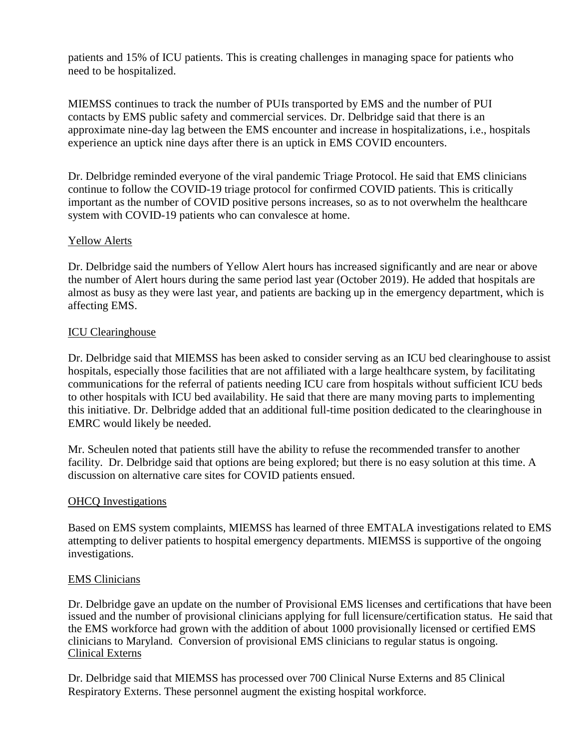patients and 15% of ICU patients. This is creating challenges in managing space for patients who need to be hospitalized.

MIEMSS continues to track the number of PUIs transported by EMS and the number of PUI contacts by EMS public safety and commercial services. Dr. Delbridge said that there is an approximate nine-day lag between the EMS encounter and increase in hospitalizations, i.e., hospitals experience an uptick nine days after there is an uptick in EMS COVID encounters.

Dr. Delbridge reminded everyone of the viral pandemic Triage Protocol. He said that EMS clinicians continue to follow the COVID-19 triage protocol for confirmed COVID patients. This is critically important as the number of COVID positive persons increases, so as to not overwhelm the healthcare system with COVID-19 patients who can convalesce at home.

<u>Yellow Alerts</u>

Dr. Delbridge said the numbers of Yellow Alert hours has increased significantly and are near or above the number of Alert hours during the same period last year (October 2019). He added that hospitals are almost as busy as they were last year, and patients are backing up in the emergency department, which is affecting EMS.

<u>ICU Clearinghouse</u>

Dr. Delbridge said that MIEMSS has been asked to consider serving as an ICU bed clearinghouse to assist hospitals, especially those facilities that are not affiliated with a large healthcare system, by facilitating communications for the referral of patients needing ICU care from hospitals without sufficient ICU beds to other hospitals with ICU bed availability. He said that there are many moving parts to implementing this initiative. Dr. Delbridge added that an additional full-time position dedicated to the clearinghouse in EMRC would likely be needed.

Mr. Scheulen noted that patients still have the ability to refuse the recommended transfer to another facility. Dr. Delbridge said that options are being explored; but there is no easy solution at this time. A discussion on alternative care sites for COVID patients ensued.

<u>OHCQ Investigations</u>

Based on EMS system complaints, MIEMSS has learned of three EMTALA investigations related to EMS attempting to deliver patients to hospital emergency departments. MIEMSS is supportive of the ongoing investigations.

<u>EMS Clinicians</u>

Dr. Delbridge gave an update on the number of Provisional EMS licenses and certifications that have been issued and the number of provisional clinicians applying for full licensure/certification status. He said that the EMS workforce had grown with the addition of about 1000 provisionally licensed or certified EMS clinicians to Maryland. Conversion of provisional EMS clinicians to regular status is ongoing.

<u>Clinical Externs</u>

Dr. Delbridge said that MIEMSS has processed over 700 Clinical Nurse Externs and 85 Clinical Respiratory Externs. These personnel augment the existing hospital workforce.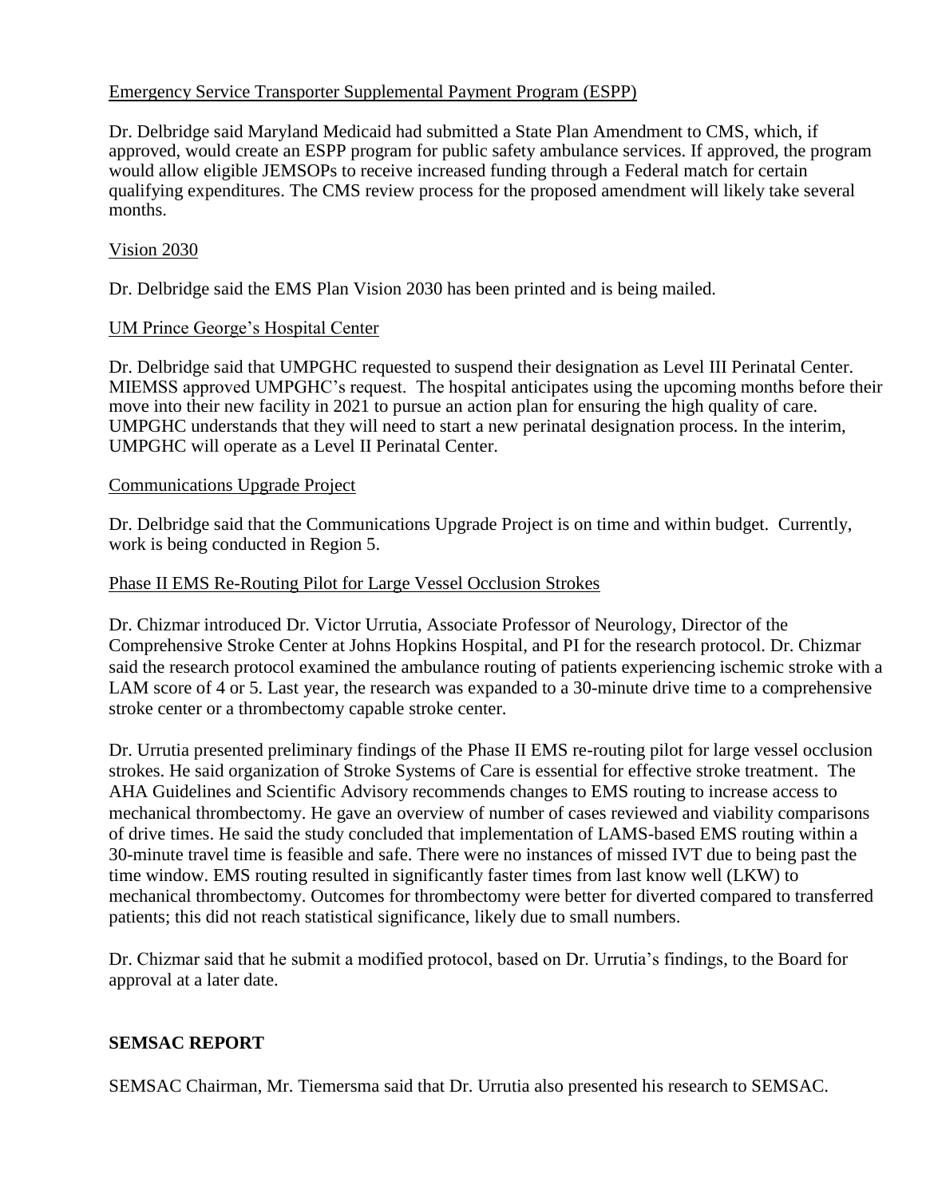Emergency Service Transporter Supplemental Payment Program (ESPP)

Dr. Delbridge said Maryland Medicaid had submitted a State Plan Amendment to CMS, which, if approved, would create an ESPP program for public safety ambulance services. If approved, the program would allow eligible JEMSOPs to receive increased funding through a Federal match for certain qualifying expenditures. The CMS review process for the proposed amendment will likely take several months.

Vision 2030

Dr. Delbridge said the EMS Plan Vision 2030 has been printed and is being mailed.

UM Prince George's Hospital Center

Dr. Delbridge said that UMPGHC requested to suspend their designation as Level III Perinatal Center. MIEMSS approved UMPGHC's request. The hospital anticipates using the upcoming months before their move into their new facility in 2021 to pursue an action plan for ensuring the high quality of care. UMPGHC understands that they will need to start a new perinatal designation process. In the interim, UMPGHC will operate as a Level II Perinatal Center.

Communications Upgrade Project

Dr. Delbridge said that the Communications Upgrade Project is on time and within budget. Currently, work is being conducted in Region 5.

Phase II EMS Re-Routing Pilot for Large Vessel Occlusion Strokes

Dr. Chizmar introduced Dr. Victor Urrutia, Associate Professor of Neurology, Director of the Comprehensive Stroke Center at Johns Hopkins Hospital, and PI for the research protocol. Dr. Chizmar said the research protocol examined the ambulance routing of patients experiencing ischemic stroke with a LAM score of 4 or 5. Last year, the research was expanded to a 30-minute drive time to a comprehensive stroke center or a thrombectomy capable stroke center.

Dr. Urrutia presented preliminary findings of the Phase II EMS re-routing pilot for large vessel occlusion strokes. He said organization of Stroke Systems of Care is essential for effective stroke treatment. The AHA Guidelines and Scientific Advisory recommends changes to EMS routing to increase access to mechanical thrombectomy. He gave an overview of number of cases reviewed and viability comparisons of drive times. He said the study concluded that implementation of LAMS-based EMS routing within a 30-minute travel time is feasible and safe. There were no instances of missed IVT due to being past the time window. EMS routing resulted in significantly faster times from last know well (LKW) to mechanical thrombectomy. Outcomes for thrombectomy were better for diverted compared to transferred patients; this did not reach statistical significance, likely due to small numbers.

Dr. Chizmar said that he submit a modified protocol, based on Dr. Urrutia's findings, to the Board for approval at a later date.

## SEMSAC REPORT

SEMSAC Chairman, Mr. Tiemersma said that Dr. Urrutia also presented his research to SEMSAC.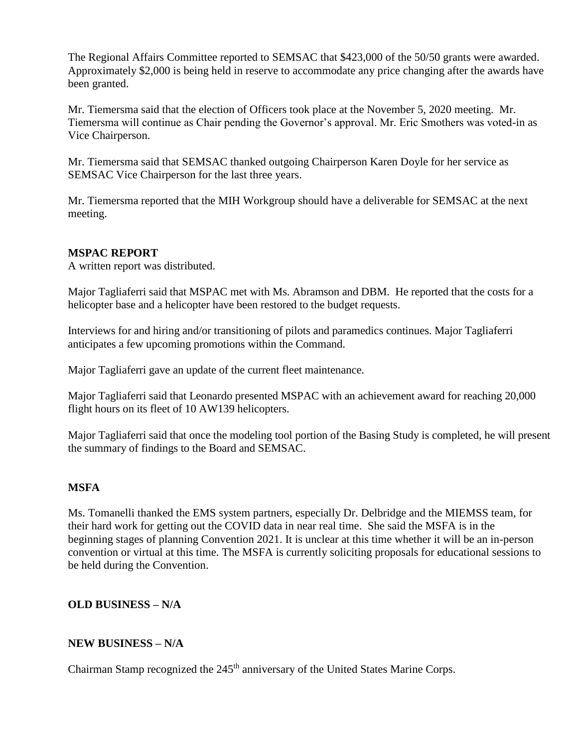The Regional Affairs Committee reported to SEMSAC that $423,000 of the 50/50 grants were awarded. Approximately $2,000 is being held in reserve to accommodate any price changing after the awards have been granted.

Mr. Tiemersma said that the election of Officers took place at the November 5, 2020 meeting. Mr. Tiemersma will continue as Chair pending the Governor's approval. Mr. Eric Smothers was voted-in as Vice Chairperson.

Mr. Tiemersma said that SEMSAC thanked outgoing Chairperson Karen Doyle for her service as SEMSAC Vice Chairperson for the last three years.

Mr. Tiemersma reported that the MIH Workgroup should have a deliverable for SEMSAC at the next meeting.

**MSPAC REPORT**
A written report was distributed.

Major Tagliaferri said that MSPAC met with Ms. Abramson and DBM. He reported that the costs for a helicopter base and a helicopter have been restored to the budget requests.

Interviews for and hiring and/or transitioning of pilots and paramedics continues. Major Tagliaferri anticipates a few upcoming promotions within the Command.

Major Tagliaferri gave an update of the current fleet maintenance.

Major Tagliaferri said that Leonardo presented MSPAC with an achievement award for reaching 20,000 flight hours on its fleet of 10 AW139 helicopters.

Major Tagliaferri said that once the modeling tool portion of the Basing Study is completed, he will present the summary of findings to the Board and SEMSAC.

**MSFA**

Ms. Tomanelli thanked the EMS system partners, especially Dr. Delbridge and the MIEMSS team, for their hard work for getting out the COVID data in near real time. She said the MSFA is in the beginning stages of planning Convention 2021. It is unclear at this time whether it will be an in-person convention or virtual at this time. The MSFA is currently soliciting proposals for educational sessions to be held during the Convention.

**OLD BUSINESS – N/A**

**NEW BUSINESS – N/A**

Chairman Stamp recognized the 245th anniversary of the United States Marine Corps.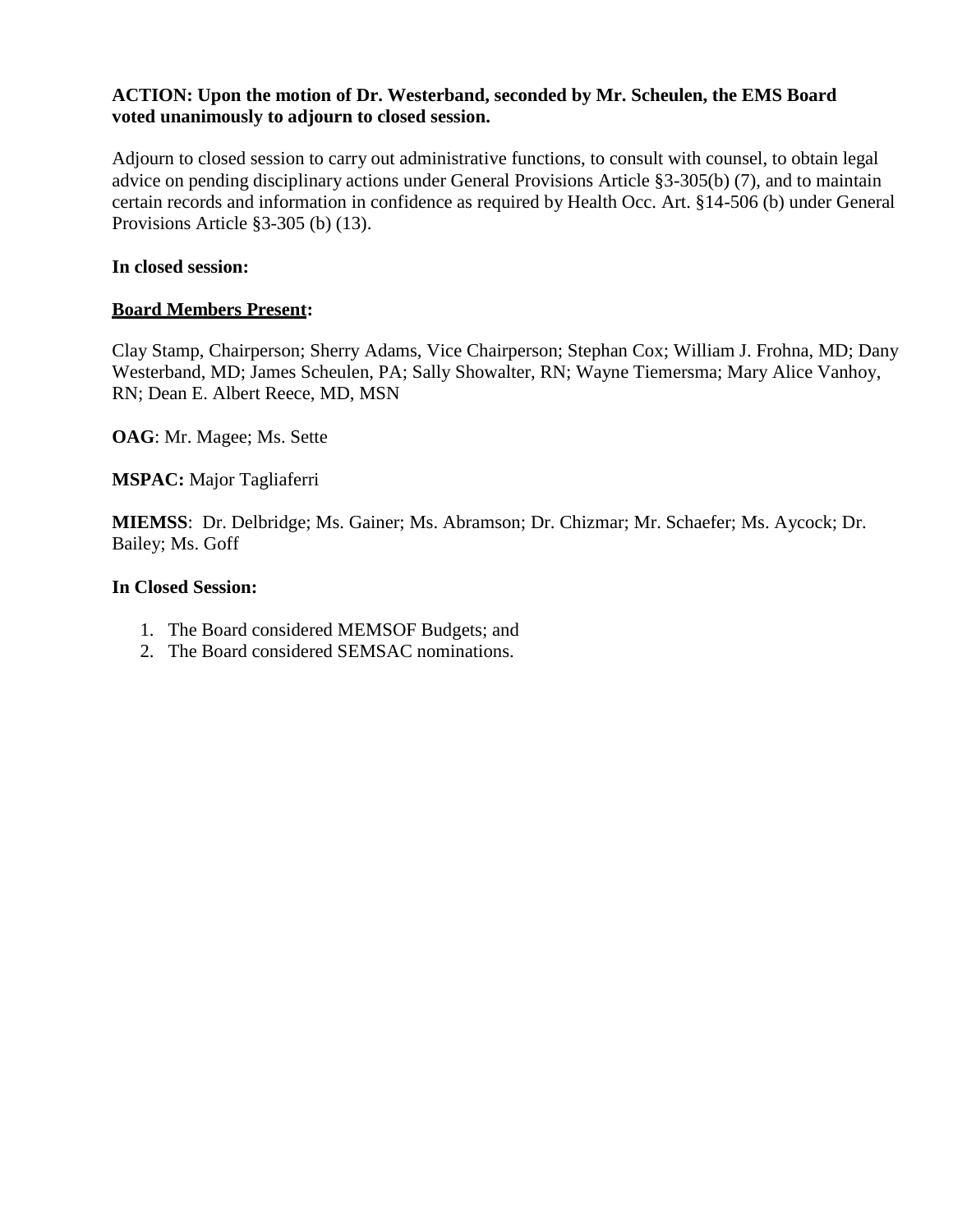**ACTION: Upon the motion of Dr. Westerband, seconded by Mr. Scheulen, the EMS Board voted unanimously to adjourn to closed session.**

Adjourn to closed session to carry out administrative functions, to consult with counsel, to obtain legal advice on pending disciplinary actions under General Provisions Article §3-305(b) (7), and to maintain certain records and information in confidence as required by Health Occ. Art. §14-506 (b) under General Provisions Article §3-305 (b) (13).

**In closed session:**

**<u>Board Members Present</u>:**

Clay Stamp, Chairperson; Sherry Adams, Vice Chairperson; Stephan Cox; William J. Frohna, MD; Dany Westerband, MD; James Scheulen, PA; Sally Showalter, RN; Wayne Tiemersma; Mary Alice Vanhoy, RN; Dean E. Albert Reece, MD, MSN

**OAG**: Mr. Magee; Ms. Sette

**MSPAC:** Major Tagliaferri

**MIEMSS**: Dr. Delbridge; Ms. Gainer; Ms. Abramson; Dr. Chizmar; Mr. Schaefer; Ms. Aycock; Dr. Bailey; Ms. Goff

**In Closed Session:**

1. The Board considered MEMSOF Budgets; and
2. The Board considered SEMSAC nominations.